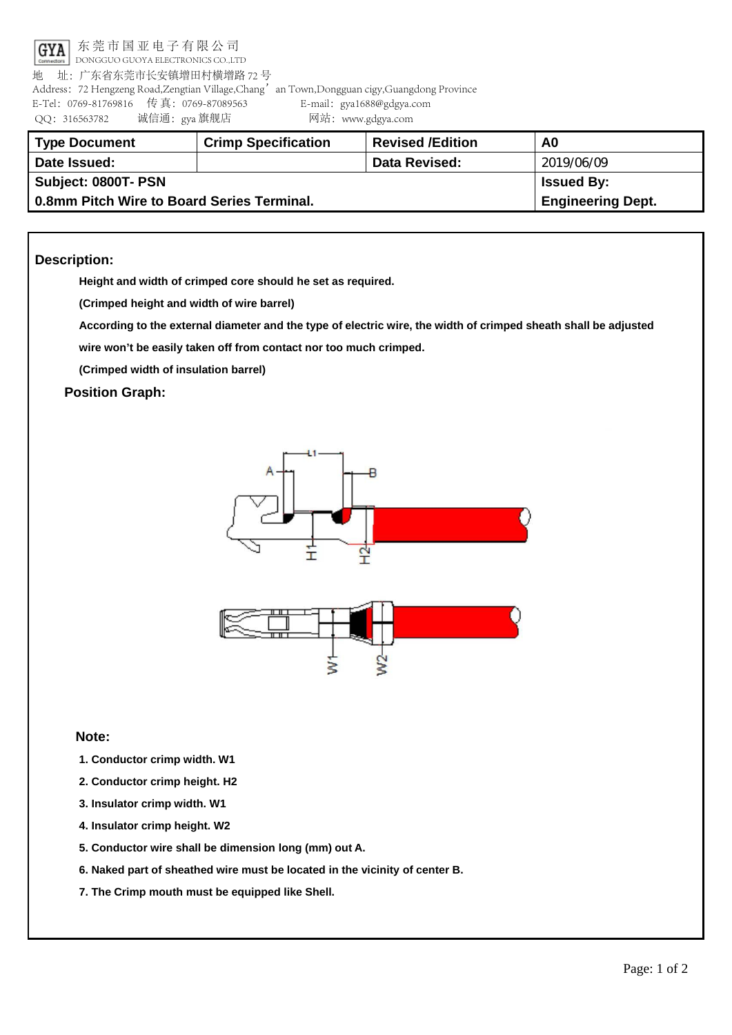东莞市国亚电子有限公司
DONGGUO GUOYA ELECTRONICS CO.,LTD
地　址：广东省东莞市长安镇增田村横增路 72 号
Address：72 Hengzeng Road,Zengtian Village,Chang'an Town,Dongguan cigy,Guangdong Province
E-Tel：0769-81769816　传 真：0769-87089563　E-mail：gya1688@gdgya.com
QQ：316563782　诚信通：gya 旗舰店　网站：www.gdgya.com

| Type Document | Crimp Specification | Revised /Edition | A0 |
|---|---|---|---|
| Date Issued: | | Data Revised: | 2019/06/09 |
| Subject: 0800T- PSN<br>0.8mm Pitch Wire to Board Series Terminal. | | | Issued By:<br>Engineering Dept. |

**Description:**

**Height and width of crimped core should he set as required.**

**(Crimped height and width of wire barrel)**

**According to the external diameter and the type of electric wire, the width of crimped sheath shall be adjusted wire won't be easily taken off from contact nor too much crimped.**

**(Crimped width of insulation barrel)**

**Position Graph:**

A　L1　B　H1　H2　W1　W2

**Note:**

1. Conductor crimp width. W1
2. Conductor crimp height. H2
3. Insulator crimp width. W1
4. Insulator crimp height. W2
5. Conductor wire shall be dimension long (mm) out A.
6. Naked part of sheathed wire must be located in the vicinity of center B.
7. The Crimp mouth must be equipped like Shell.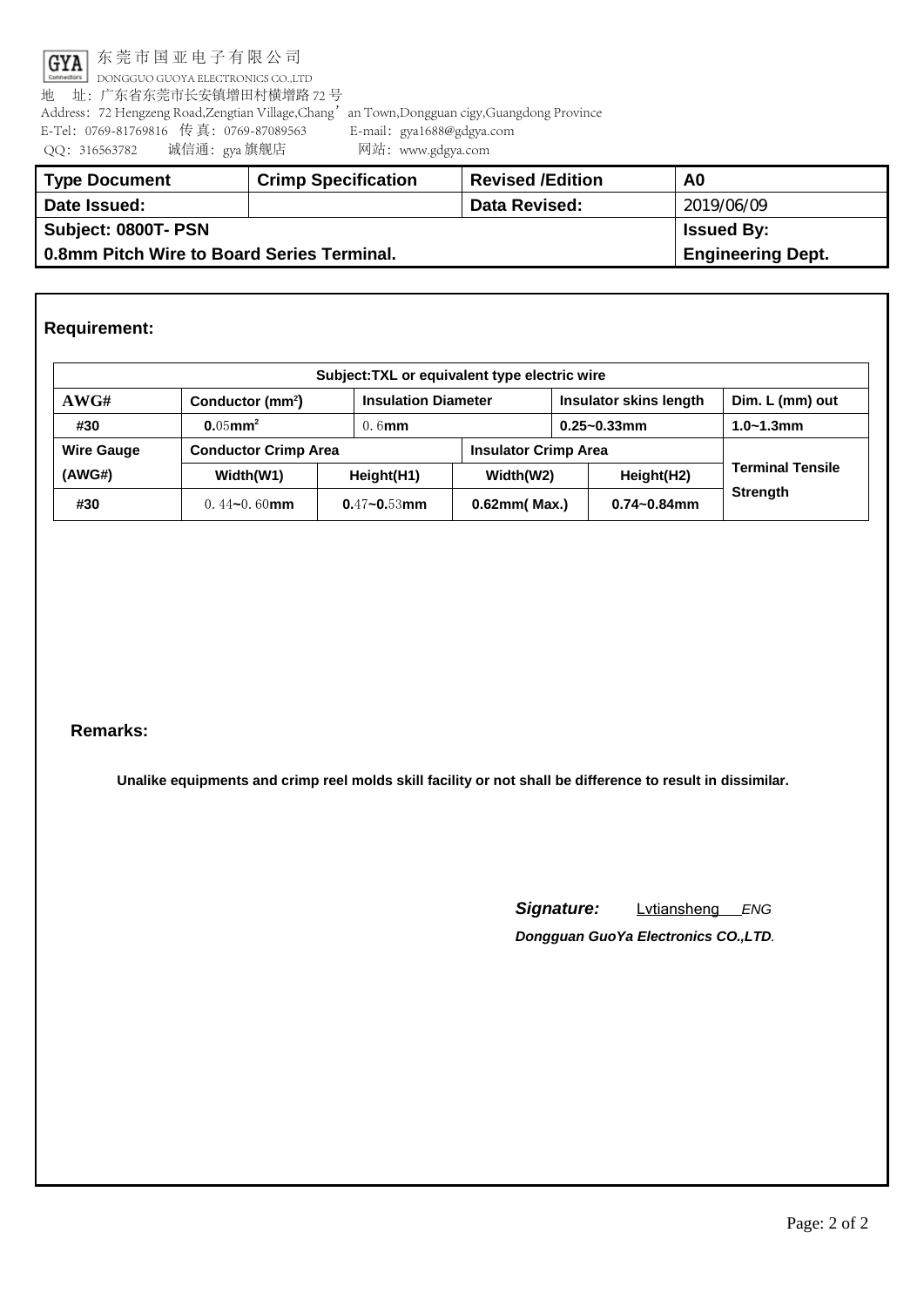东莞市国亚电子有限公司

DONGGUO GUOYA ELECTRONICS CO.,LTD

地　址：广东省东莞市长安镇增田村横增路 72 号

Address：72 Hengzeng Road,Zengtian Village,Chang' an Town,Dongguan cigy,Guangdong Province

E-Tel：0769-81769816　传 真：0769-87089563　　E-mail：gya1688@gdgya.com

QQ：316563782　　诚信通：gya 旗舰店　　　　网站：www.gdgya.com

| | | | |
|---|---|---|---|
| **Type Document** | **Crimp Specification** | **Revised /Edition** | **A0** |
| **Date Issued:** | | **Data Revised:** | 2019/06/09 |
| **Subject: 0800T- PSN** | | | **Issued By:** |
| **0.8mm Pitch Wire to Board Series Terminal.** | | | **Engineering Dept.** |

## Requirement:

| Subject:TXL or equivalent type electric wire | | | | | |
|---|---|---|---|---|---|
| **AWG#** | **Conductor ($mm^2$)** | | **Insulation Diameter** | **Insulator skins length** | **Dim. L (mm) out** |
| **#30** | **0.**05**$mm^2$** | | 0.6**mm** | **0.25~0.33mm** | **1.0~1.3mm** |
| **Wire Gauge (AWG#)** | **Conductor Crimp Area** | | **Insulator Crimp Area** | | **Terminal Tensile Strength** |
| | **Width(W1)** | **Height(H1)** | **Width(W2)** | **Height(H2)** | |
| **#30** | 0.44~0.60**mm** | **0.**47**~0.**53**mm** | **0.62mm( Max.)** | **0.74~0.84mm** | |

## Remarks:

**Unalike equipments and crimp reel molds skill facility or not shall be difference to result in dissimilar.**

***Signature:*** Lvtiansheng *ENG*

***Dongguan GuoYa Electronics CO.,LTD.***